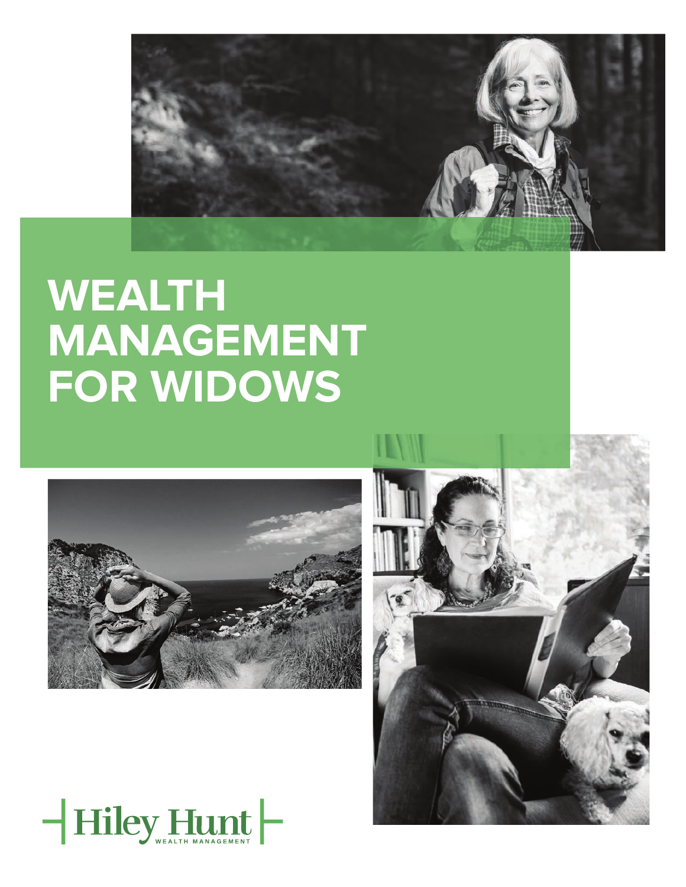# WEALTH MANAGEMENT FOR WIDOWS

Hiley Hunt WEALTH MANAGEMENT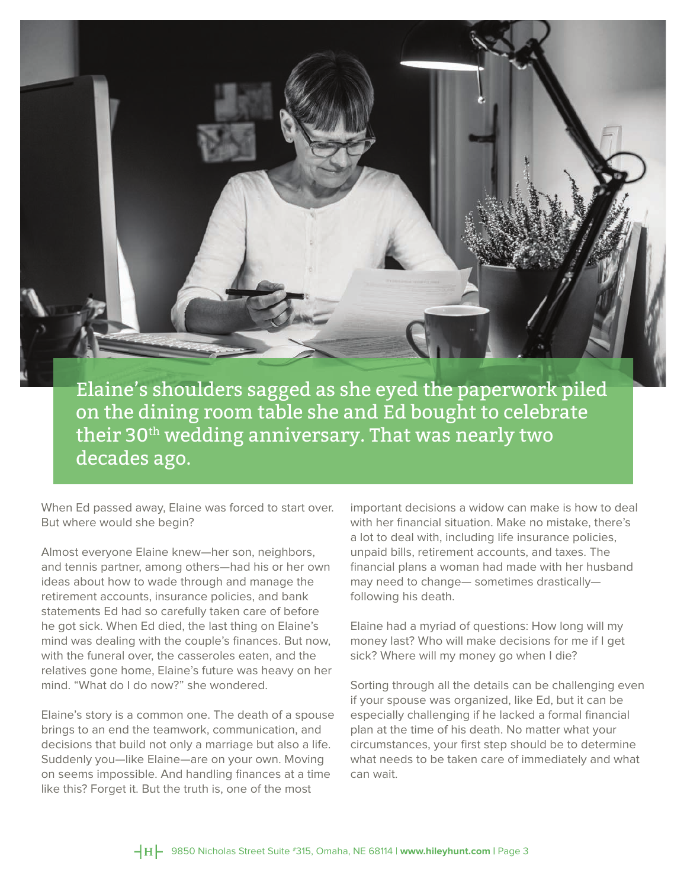Elaine's shoulders sagged as she eyed the paperwork piled on the dining room table she and Ed bought to celebrate their 30th wedding anniversary. That was nearly two decades ago.

When Ed passed away, Elaine was forced to start over. But where would she begin?

Almost everyone Elaine knew—her son, neighbors, and tennis partner, among others—had his or her own ideas about how to wade through and manage the retirement accounts, insurance policies, and bank statements Ed had so carefully taken care of before he got sick. When Ed died, the last thing on Elaine's mind was dealing with the couple's finances. But now, with the funeral over, the casseroles eaten, and the relatives gone home, Elaine's future was heavy on her mind. "What do I do now?" she wondered.

Elaine's story is a common one. The death of a spouse brings to an end the teamwork, communication, and decisions that build not only a marriage but also a life. Suddenly you—like Elaine—are on your own. Moving on seems impossible. And handling finances at a time like this? Forget it. But the truth is, one of the most important decisions a widow can make is how to deal with her financial situation. Make no mistake, there's a lot to deal with, including life insurance policies, unpaid bills, retirement accounts, and taxes. The financial plans a woman had made with her husband may need to change— sometimes drastically— following his death.

Elaine had a myriad of questions: How long will my money last? Who will make decisions for me if I get sick? Where will my money go when I die?

Sorting through all the details can be challenging even if your spouse was organized, like Ed, but it can be especially challenging if he lacked a formal financial plan at the time of his death. No matter what your circumstances, your first step should be to determine what needs to be taken care of immediately and what can wait.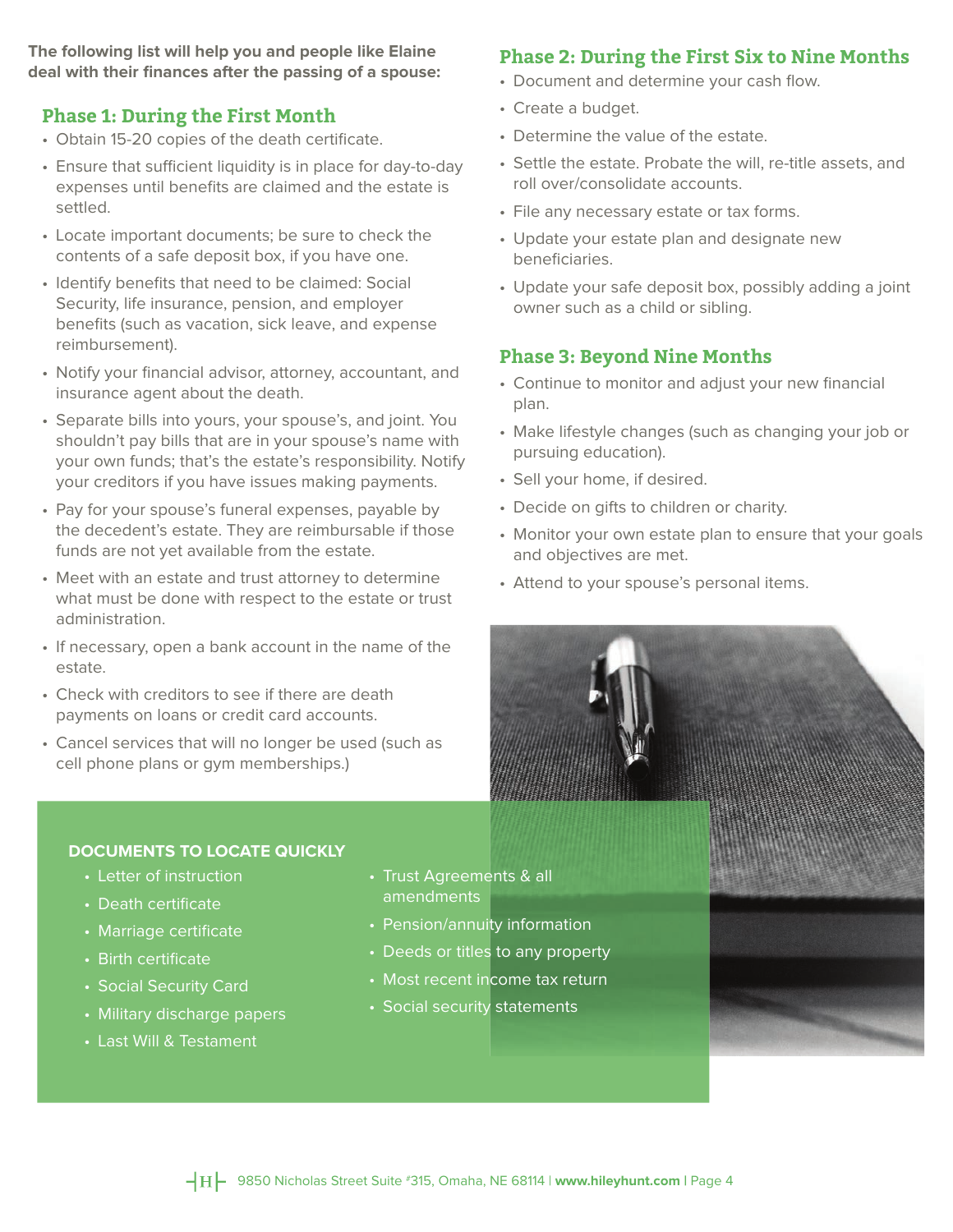**The following list will help you and people like Elaine deal with their finances after the passing of a spouse:**

## Phase 1: During the First Month

- Obtain 15-20 copies of the death certificate.
- Ensure that sufficient liquidity is in place for day-to-day expenses until benefits are claimed and the estate is settled.
- Locate important documents; be sure to check the contents of a safe deposit box, if you have one.
- Identify benefits that need to be claimed: Social Security, life insurance, pension, and employer benefits (such as vacation, sick leave, and expense reimbursement).
- Notify your financial advisor, attorney, accountant, and insurance agent about the death.
- Separate bills into yours, your spouse's, and joint. You shouldn't pay bills that are in your spouse's name with your own funds; that's the estate's responsibility. Notify your creditors if you have issues making payments.
- Pay for your spouse's funeral expenses, payable by the decedent's estate. They are reimbursable if those funds are not yet available from the estate.
- Meet with an estate and trust attorney to determine what must be done with respect to the estate or trust administration.
- If necessary, open a bank account in the name of the estate.
- Check with creditors to see if there are death payments on loans or credit card accounts.
- Cancel services that will no longer be used (such as cell phone plans or gym memberships.)

## Phase 2: During the First Six to Nine Months

- Document and determine your cash flow.
- Create a budget.
- Determine the value of the estate.
- Settle the estate. Probate the will, re-title assets, and roll over/consolidate accounts.
- File any necessary estate or tax forms.
- Update your estate plan and designate new beneficiaries.
- Update your safe deposit box, possibly adding a joint owner such as a child or sibling.

## Phase 3: Beyond Nine Months

- Continue to monitor and adjust your new financial plan.
- Make lifestyle changes (such as changing your job or pursuing education).
- Sell your home, if desired.
- Decide on gifts to children or charity.
- Monitor your own estate plan to ensure that your goals and objectives are met.
- Attend to your spouse's personal items.

### DOCUMENTS TO LOCATE QUICKLY

- Letter of instruction
- Death certificate
- Marriage certificate
- Birth certificate
- Social Security Card
- Military discharge papers
- Last Will & Testament
- Trust Agreements & all amendments
- Pension/annuity information
- Deeds or titles to any property
- Most recent income tax return
- Social security statements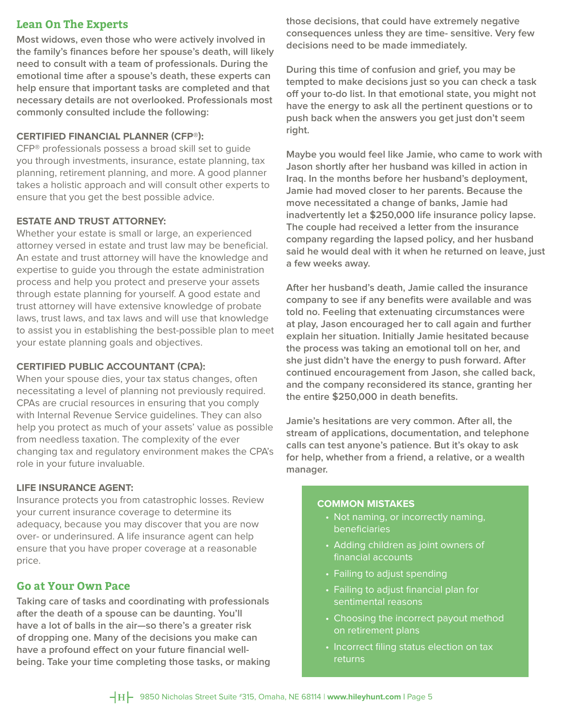## Lean On The Experts

**Most widows, even those who were actively involved in the family's finances before her spouse's death, will likely need to consult with a team of professionals. During the emotional time after a spouse's death, these experts can help ensure that important tasks are completed and that necessary details are not overlooked. Professionals most commonly consulted include the following:**

**CERTIFIED FINANCIAL PLANNER (CFP®):**
CFP® professionals possess a broad skill set to guide you through investments, insurance, estate planning, tax planning, retirement planning, and more. A good planner takes a holistic approach and will consult other experts to ensure that you get the best possible advice.

**ESTATE AND TRUST ATTORNEY:**
Whether your estate is small or large, an experienced attorney versed in estate and trust law may be beneficial. An estate and trust attorney will have the knowledge and expertise to guide you through the estate administration process and help you protect and preserve your assets through estate planning for yourself. A good estate and trust attorney will have extensive knowledge of probate laws, trust laws, and tax laws and will use that knowledge to assist you in establishing the best-possible plan to meet your estate planning goals and objectives.

**CERTIFIED PUBLIC ACCOUNTANT (CPA):**
When your spouse dies, your tax status changes, often necessitating a level of planning not previously required. CPAs are crucial resources in ensuring that you comply with Internal Revenue Service guidelines. They can also help you protect as much of your assets' value as possible from needless taxation. The complexity of the ever changing tax and regulatory environment makes the CPA's role in your future invaluable.

**LIFE INSURANCE AGENT:**
Insurance protects you from catastrophic losses. Review your current insurance coverage to determine its adequacy, because you may discover that you are now over- or underinsured. A life insurance agent can help ensure that you have proper coverage at a reasonable price.

## Go at Your Own Pace

**Taking care of tasks and coordinating with professionals after the death of a spouse can be daunting. You'll have a lot of balls in the air—so there's a greater risk of dropping one. Many of the decisions you make can have a profound effect on your future financial well-being. Take your time completing those tasks, or making those decisions, that could have extremely negative consequences unless they are time- sensitive. Very few decisions need to be made immediately.**

**During this time of confusion and grief, you may be tempted to make decisions just so you can check a task off your to-do list. In that emotional state, you might not have the energy to ask all the pertinent questions or to push back when the answers you get just don't seem right.**

**Maybe you would feel like Jamie, who came to work with Jason shortly after her husband was killed in action in Iraq. In the months before her husband's deployment, Jamie had moved closer to her parents. Because the move necessitated a change of banks, Jamie had inadvertently let a $250,000 life insurance policy lapse. The couple had received a letter from the insurance company regarding the lapsed policy, and her husband said he would deal with it when he returned on leave, just a few weeks away.**

**After her husband's death, Jamie called the insurance company to see if any benefits were available and was told no. Feeling that extenuating circumstances were at play, Jason encouraged her to call again and further explain her situation. Initially Jamie hesitated because the process was taking an emotional toll on her, and she just didn't have the energy to push forward. After continued encouragement from Jason, she called back, and the company reconsidered its stance, granting her the entire $250,000 in death benefits.**

**Jamie's hesitations are very common. After all, the stream of applications, documentation, and telephone calls can test anyone's patience. But it's okay to ask for help, whether from a friend, a relative, or a wealth manager.**

**COMMON MISTAKES**

- Not naming, or incorrectly naming, beneficiaries
- Adding children as joint owners of financial accounts
- Failing to adjust spending
- Failing to adjust financial plan for sentimental reasons
- Choosing the incorrect payout method on retirement plans
- Incorrect filing status election on tax returns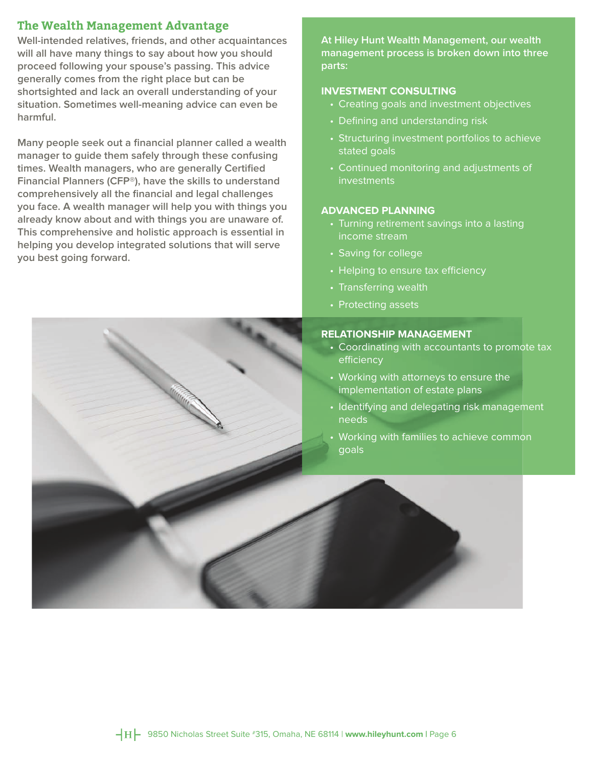## The Wealth Management Advantage

Well-intended relatives, friends, and other acquaintances will all have many things to say about how you should proceed following your spouse's passing. This advice generally comes from the right place but can be shortsighted and lack an overall understanding of your situation. Sometimes well-meaning advice can even be harmful.

Many people seek out a financial planner called a wealth manager to guide them safely through these confusing times. Wealth managers, who are generally Certified Financial Planners (CFP®), have the skills to understand comprehensively all the financial and legal challenges you face. A wealth manager will help you with things you already know about and with things you are unaware of. This comprehensive and holistic approach is essential in helping you develop integrated solutions that will serve you best going forward.

**At Hiley Hunt Wealth Management, our wealth management process is broken down into three parts:**

**INVESTMENT CONSULTING**

- Creating goals and investment objectives
- Defining and understanding risk
- Structuring investment portfolios to achieve stated goals
- Continued monitoring and adjustments of investments

**ADVANCED PLANNING**

- Turning retirement savings into a lasting income stream
- Saving for college
- Helping to ensure tax efficiency
- Transferring wealth
- Protecting assets

**RELATIONSHIP MANAGEMENT**

- Coordinating with accountants to promote tax efficiency
- Working with attorneys to ensure the implementation of estate plans
- Identifying and delegating risk management needs
- Working with families to achieve common goals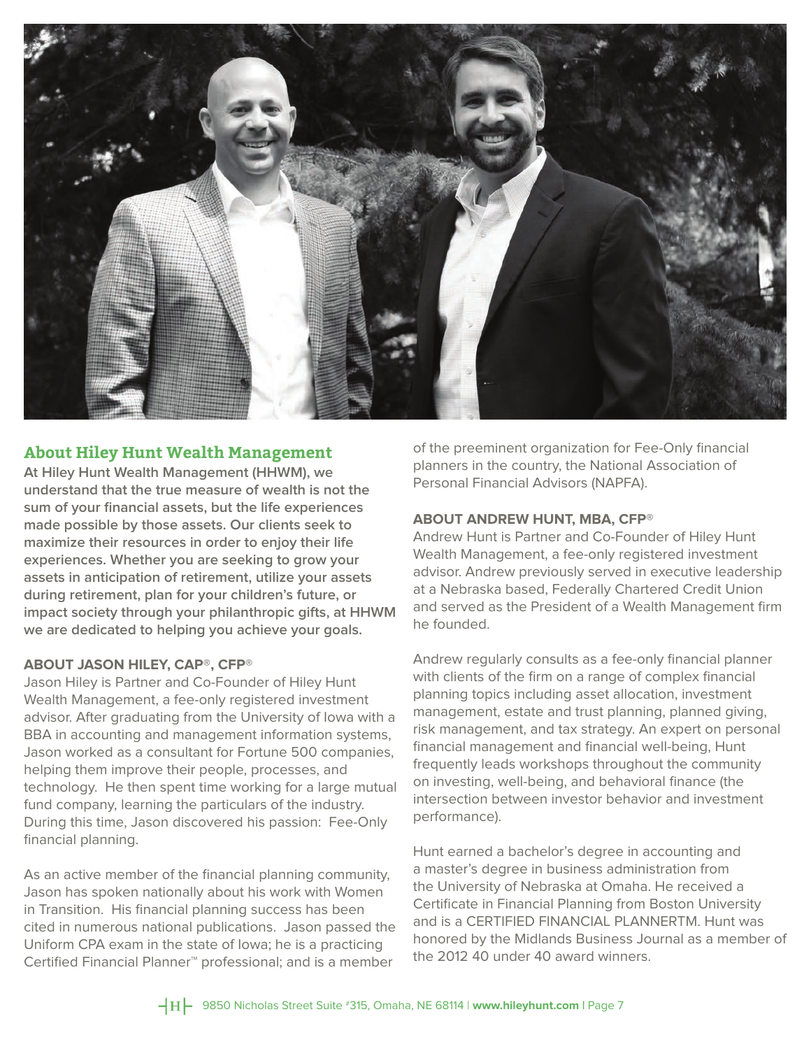## About Hiley Hunt Wealth Management

**At Hiley Hunt Wealth Management (HHWM), we understand that the true measure of wealth is not the sum of your financial assets, but the life experiences made possible by those assets. Our clients seek to maximize their resources in order to enjoy their life experiences. Whether you are seeking to grow your assets in anticipation of retirement, utilize your assets during retirement, plan for your children's future, or impact society through your philanthropic gifts, at HHWM we are dedicated to helping you achieve your goals.**

### ABOUT JASON HILEY, CAP®, CFP®

Jason Hiley is Partner and Co-Founder of Hiley Hunt Wealth Management, a fee-only registered investment advisor. After graduating from the University of Iowa with a BBA in accounting and management information systems, Jason worked as a consultant for Fortune 500 companies, helping them improve their people, processes, and technology. He then spent time working for a large mutual fund company, learning the particulars of the industry. During this time, Jason discovered his passion: Fee-Only financial planning.

As an active member of the financial planning community, Jason has spoken nationally about his work with Women in Transition. His financial planning success has been cited in numerous national publications. Jason passed the Uniform CPA exam in the state of Iowa; he is a practicing Certified Financial Planner™ professional; and is a member of the preeminent organization for Fee-Only financial planners in the country, the National Association of Personal Financial Advisors (NAPFA).

### ABOUT ANDREW HUNT, MBA, CFP®

Andrew Hunt is Partner and Co-Founder of Hiley Hunt Wealth Management, a fee-only registered investment advisor. Andrew previously served in executive leadership at a Nebraska based, Federally Chartered Credit Union and served as the President of a Wealth Management firm he founded.

Andrew regularly consults as a fee-only financial planner with clients of the firm on a range of complex financial planning topics including asset allocation, investment management, estate and trust planning, planned giving, risk management, and tax strategy. An expert on personal financial management and financial well-being, Hunt frequently leads workshops throughout the community on investing, well-being, and behavioral finance (the intersection between investor behavior and investment performance).

Hunt earned a bachelor's degree in accounting and a master's degree in business administration from the University of Nebraska at Omaha. He received a Certificate in Financial Planning from Boston University and is a CERTIFIED FINANCIAL PLANNERTM. Hunt was honored by the Midlands Business Journal as a member of the 2012 40 under 40 award winners.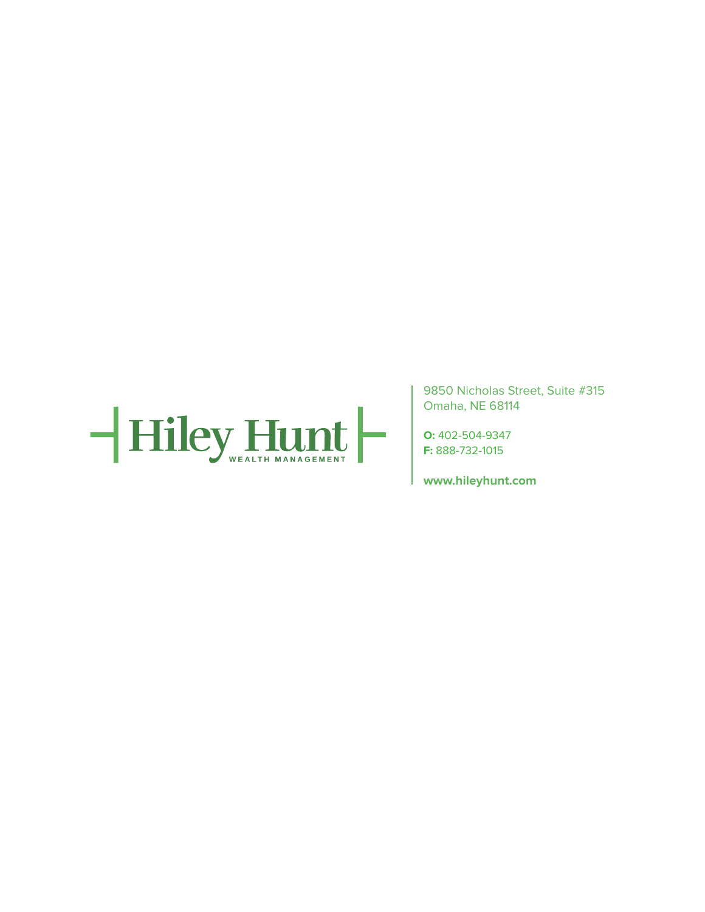Hiley Hunt
WEALTH MANAGEMENT

9850 Nicholas Street, Suite #315
Omaha, NE 68114

**O:** 402-504-9347
**F:** 888-732-1015

**www.hileyhunt.com**